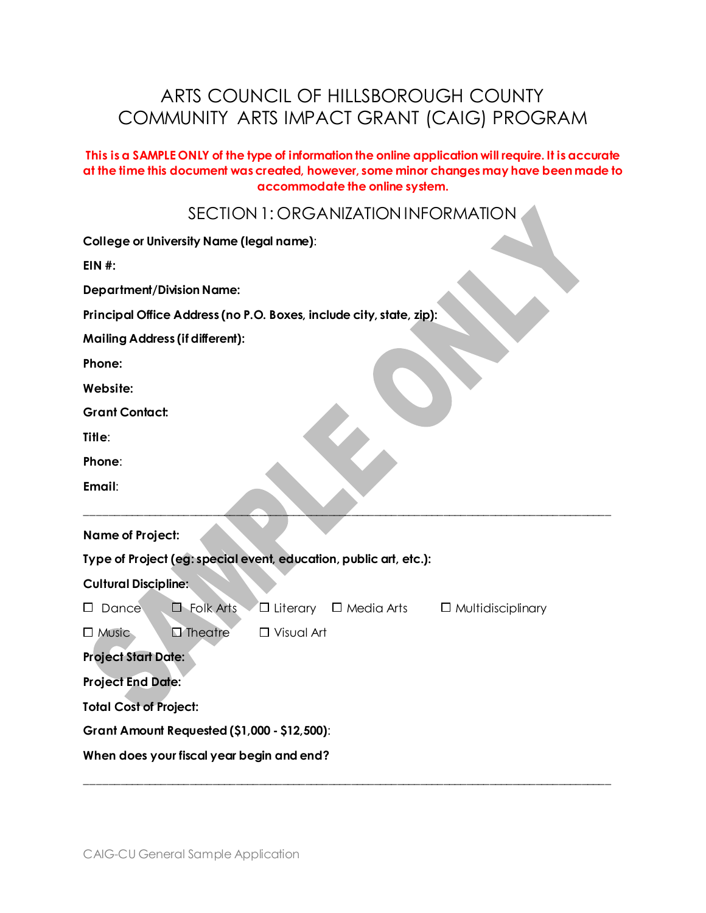# ARTS COUNCIL OF HILLSBOROUGH COUNTY
# COMMUNITY ARTS IMPACT GRANT (CAIG) PROGRAM

**This is a SAMPLE ONLY of the type of information the online application will require. It is accurate at the time this document was created, however, some minor changes may have been made to accommodate the online system.**

## SECTION 1: ORGANIZATION INFORMATION

**College or University Name (legal name)**:

**EIN #:**

**Department/Division Name:**

**Principal Office Address (no P.O. Boxes, include city, state, zip):**

**Mailing Address (if different):**

**Phone:**

**Website:**

**Grant Contact:**

**Title**:

**Phone**:

**Email**:

---

**Name of Project:**

**Type of Project (eg: special event, education, public art, etc.):**

**Cultural Discipline:**

☐ Dance ☐ Folk Arts ☐ Literary ☐ Media Arts ☐ Multidisciplinary

☐ Music ☐ Theatre ☐ Visual Art

**Project Start Date:**

**Project End Date:**

**Total Cost of Project:**

**Grant Amount Requested ($1,000 - $12,500)**:

**When does your fiscal year begin and end?**

---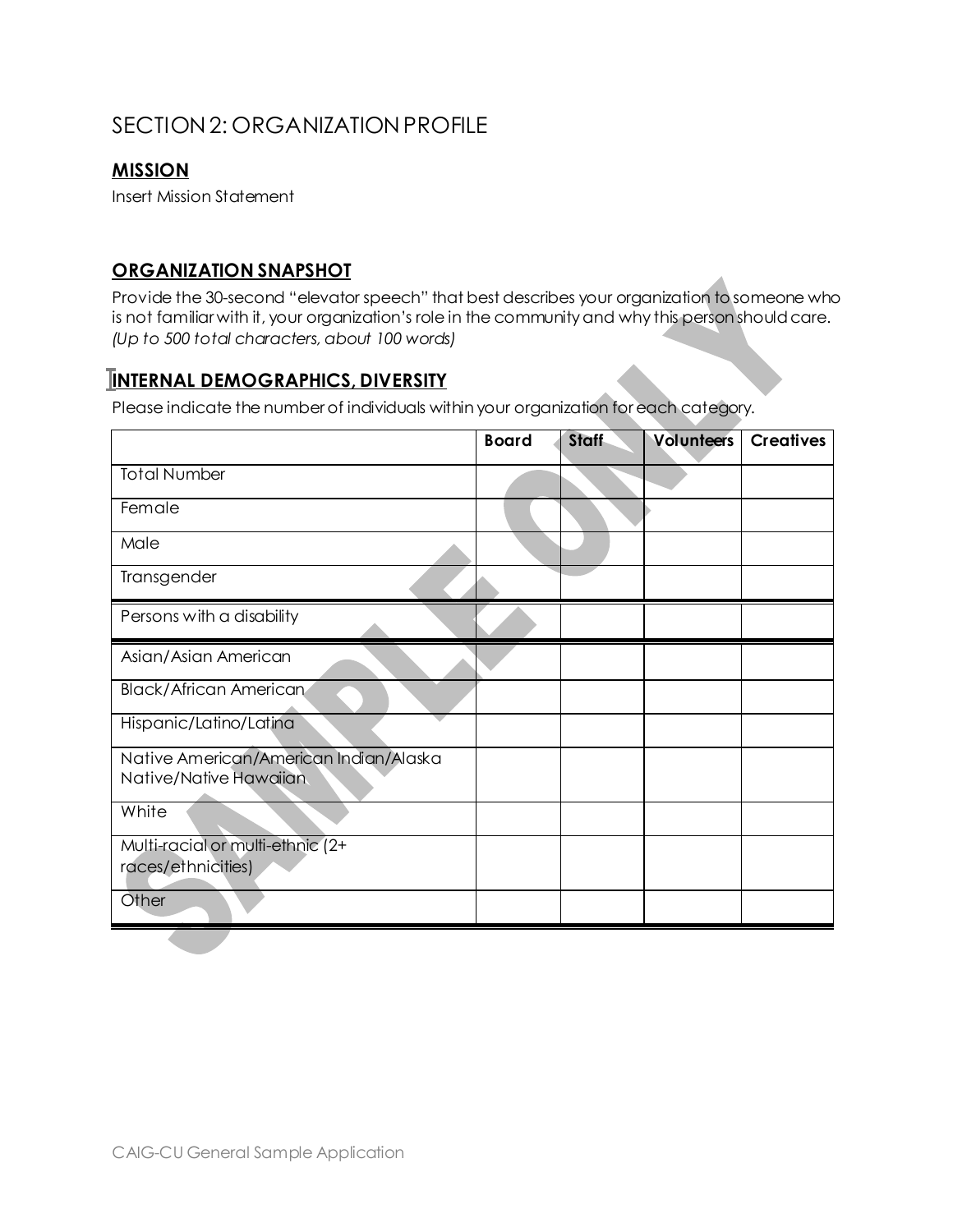# SECTION 2: ORGANIZATION PROFILE

## MISSION

Insert Mission Statement

## ORGANIZATION SNAPSHOT

Provide the 30-second "elevator speech" that best describes your organization to someone who is not familiar with it, your organization's role in the community and why this person should care. *(Up to 500 total characters, about 100 words)*

## INTERNAL DEMOGRAPHICS, DIVERSITY

Please indicate the number of individuals within your organization for each category.

| | Board | Staff | Volunteers | Creatives |
|---|---|---|---|---|
| Total Number | | | | |
| Female | | | | |
| Male | | | | |
| Transgender | | | | |
| Persons with a disability | | | | |
| Asian/Asian American | | | | |
| Black/African American | | | | |
| Hispanic/Latino/Latina | | | | |
| Native American/American Indian/Alaska Native/Native Hawaiian | | | | |
| White | | | | |
| Multi-racial or multi-ethnic (2+ races/ethnicities) | | | | |
| Other | | | | |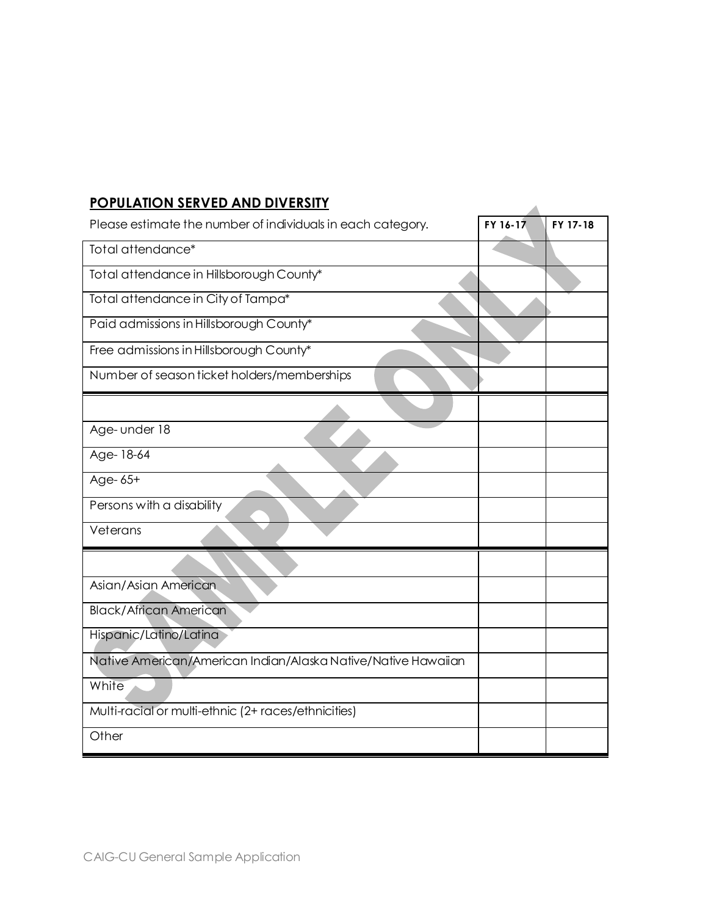## POPULATION SERVED AND DIVERSITY

| Please estimate the number of individuals in each category. | FY 16-17 | FY 17-18 |
|---|---|---|
| Total attendance* | | |
| Total attendance in Hillsborough County* | | |
| Total attendance in City of Tampa* | | |
| Paid admissions in Hillsborough County* | | |
| Free admissions in Hillsborough County* | | |
| Number of season ticket holders/memberships | | |
| | | |
| Age- under 18 | | |
| Age- 18-64 | | |
| Age- 65+ | | |
| Persons with a disability | | |
| Veterans | | |
| | | |
| Asian/Asian American | | |
| Black/African American | | |
| Hispanic/Latino/Latina | | |
| Native American/American Indian/Alaska Native/Native Hawaiian | | |
| White | | |
| Multi-racial or multi-ethnic (2+ races/ethnicities) | | |
| Other | | |

SAMPLE ONLY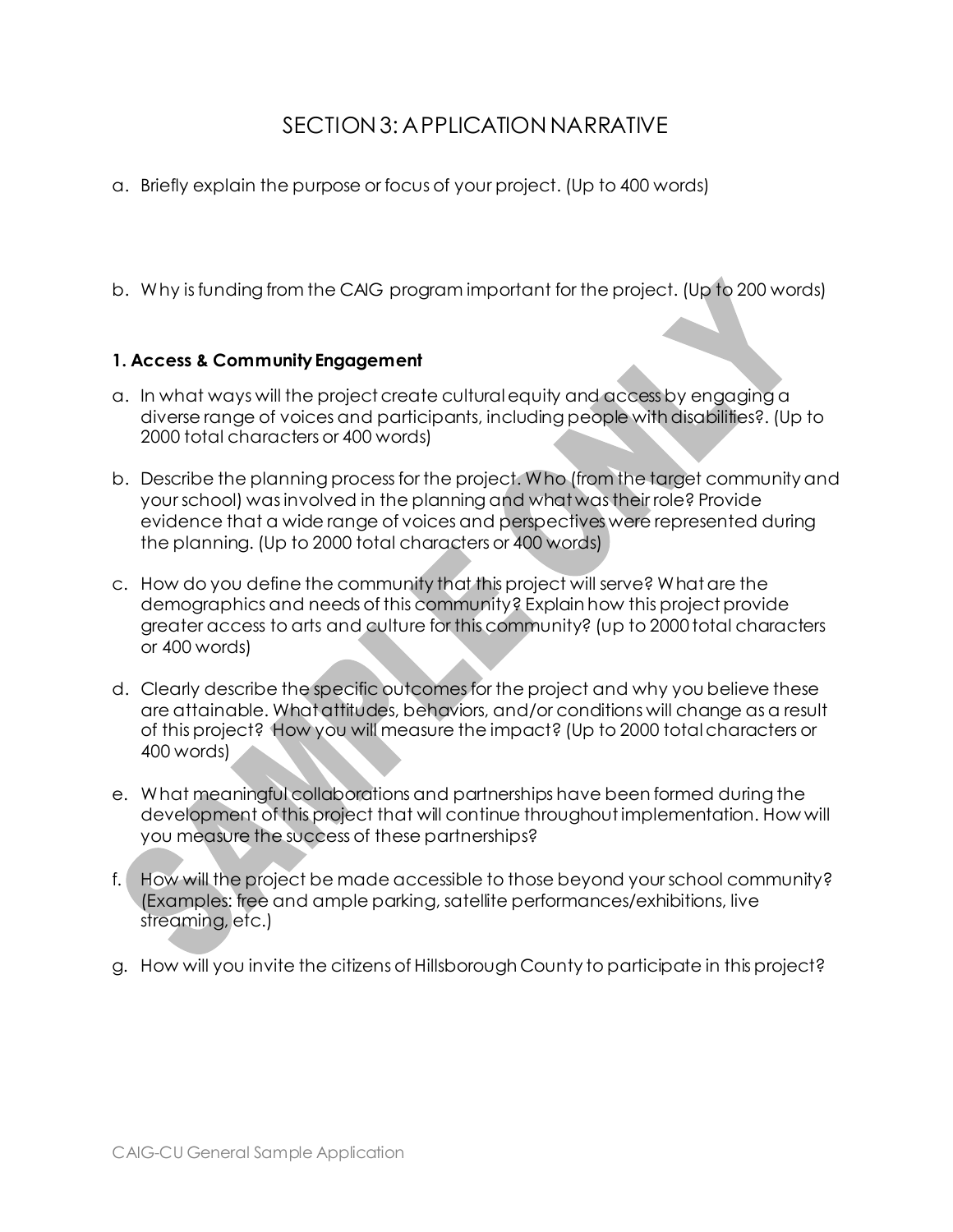## SECTION 3: APPLICATION NARRATIVE

a. Briefly explain the purpose or focus of your project. (Up to 400 words)

b. Why is funding from the CAIG program important for the project. (Up to 200 words)

### 1. Access & Community Engagement

a. In what ways will the project create cultural equity and access by engaging a diverse range of voices and participants, including people with disabilities?. (Up to 2000 total characters or 400 words)

b. Describe the planning process for the project. Who (from the target community and your school) was involved in the planning and what was their role? Provide evidence that a wide range of voices and perspectives were represented during the planning. (Up to 2000 total characters or 400 words)

c. How do you define the community that this project will serve? What are the demographics and needs of this community? Explain how this project provide greater access to arts and culture for this community? (up to 2000 total characters or 400 words)

d. Clearly describe the specific outcomes for the project and why you believe these are attainable. What attitudes, behaviors, and/or conditions will change as a result of this project? How you will measure the impact? (Up to 2000 total characters or 400 words)

e. What meaningful collaborations and partnerships have been formed during the development of this project that will continue throughout implementation. How will you measure the success of these partnerships?

f. How will the project be made accessible to those beyond your school community? (Examples: free and ample parking, satellite performances/exhibitions, live streaming, etc.)

g. How will you invite the citizens of Hillsborough County to participate in this project?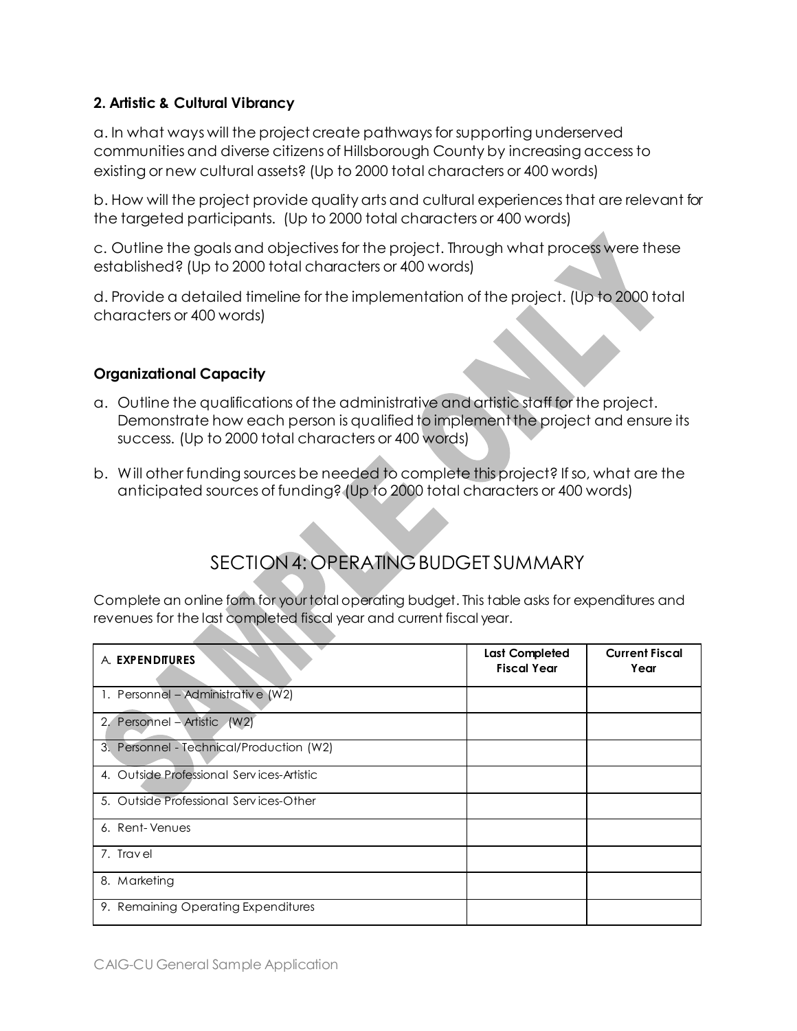**2. Artistic & Cultural Vibrancy**

a. In what ways will the project create pathways for supporting underserved communities and diverse citizens of Hillsborough County by increasing access to existing or new cultural assets? (Up to 2000 total characters or 400 words)

b. How will the project provide quality arts and cultural experiences that are relevant for the targeted participants. (Up to 2000 total characters or 400 words)

c. Outline the goals and objectives for the project. Through what process were these established? (Up to 2000 total characters or 400 words)

d. Provide a detailed timeline for the implementation of the project. (Up to 2000 total characters or 400 words)

**Organizational Capacity**

a. Outline the qualifications of the administrative and artistic staff for the project. Demonstrate how each person is qualified to implement the project and ensure its success. (Up to 2000 total characters or 400 words)

b. Will other funding sources be needed to complete this project? If so, what are the anticipated sources of funding? (Up to 2000 total characters or 400 words)

## SECTION 4: OPERATING BUDGET SUMMARY

Complete an online form for your total operating budget. This table asks for expenditures and revenues for the last completed fiscal year and current fiscal year.

| A. **EXPENDITURES** | **Last Completed Fiscal Year** | **Current Fiscal Year** |
|---|---|---|
| 1. Personnel – Administrative (W2) | | |
| 2. Personnel – Artistic (W2) | | |
| 3. Personnel - Technical/Production (W2) | | |
| 4. Outside Professional Services-Artistic | | |
| 5. Outside Professional Services-Other | | |
| 6. Rent- Venues | | |
| 7. Travel | | |
| 8. Marketing | | |
| 9. Remaining Operating Expenditures | | |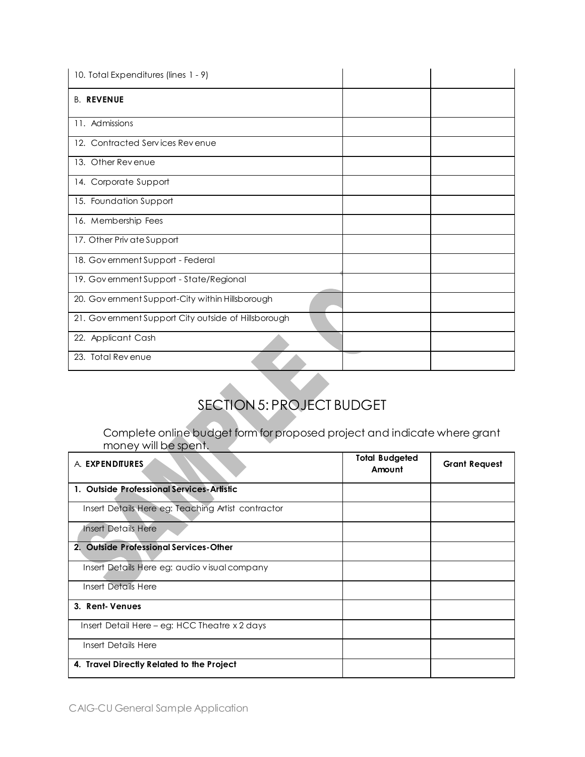| 10. Total Expenditures (lines 1 - 9) | | |
|---|---|---|
| B. **REVENUE** | | |
| 11. Admissions | | |
| 12. Contracted Services Revenue | | |
| 13. Other Revenue | | |
| 14. Corporate Support | | |
| 15. Foundation Support | | |
| 16. Membership Fees | | |
| 17. Other Private Support | | |
| 18. Government Support - Federal | | |
| 19. Government Support - State/Regional | | |
| 20. Government Support-City within Hillsborough | | |
| 21. Government Support City outside of Hillsborough | | |
| 22. Applicant Cash | | |
| 23. Total Revenue | | |

# SECTION 5: PROJECT BUDGET

Complete online budget form for proposed project and indicate where grant money will be spent.

| A. **EXPENDITURES** | **Total Budgeted Amount** | **Grant Request** |
|---|---|---|
| **1. Outside Professional Services-Artistic** | | |
| Insert Details Here eg: Teaching Artist contractor | | |
| Insert Details Here | | |
| **2. Outside Professional Services-Other** | | |
| Insert Details Here eg: audio visual company | | |
| Insert Details Here | | |
| **3. Rent- Venues** | | |
| Insert Detail Here – eg: HCC Theatre x 2 days | | |
| Insert Details Here | | |
| **4. Travel Directly Related to the Project** | | |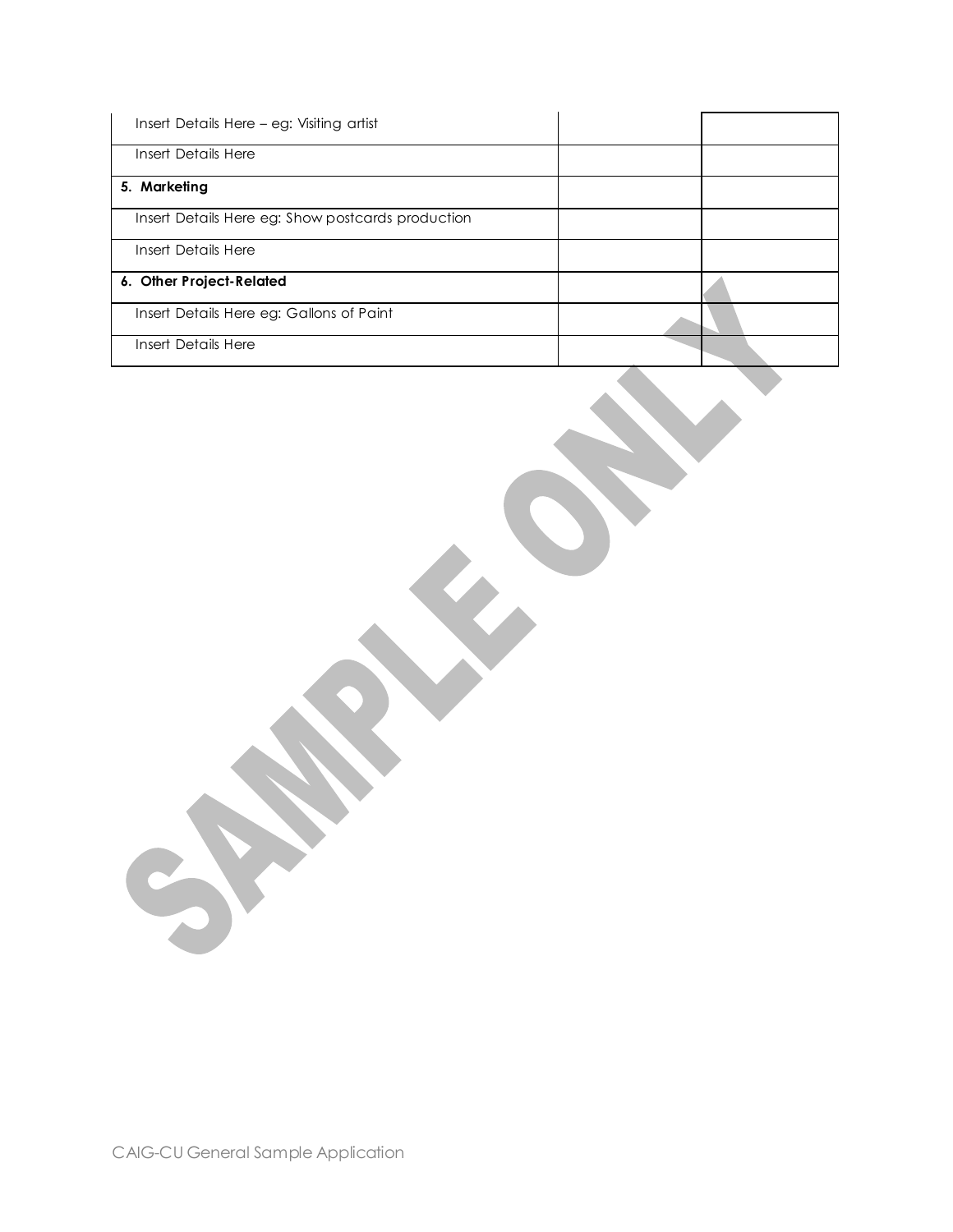| | | |
|---|---|---|
| Insert Details Here – eg: Visiting artist | | |
| Insert Details Here | | |
| **5. Marketing** | | |
| Insert Details Here eg: Show postcards production | | |
| Insert Details Here | | |
| **6. Other Project-Related** | | |
| Insert Details Here eg: Gallons of Paint | | |
| Insert Details Here | | |

SAMPLE ONLY